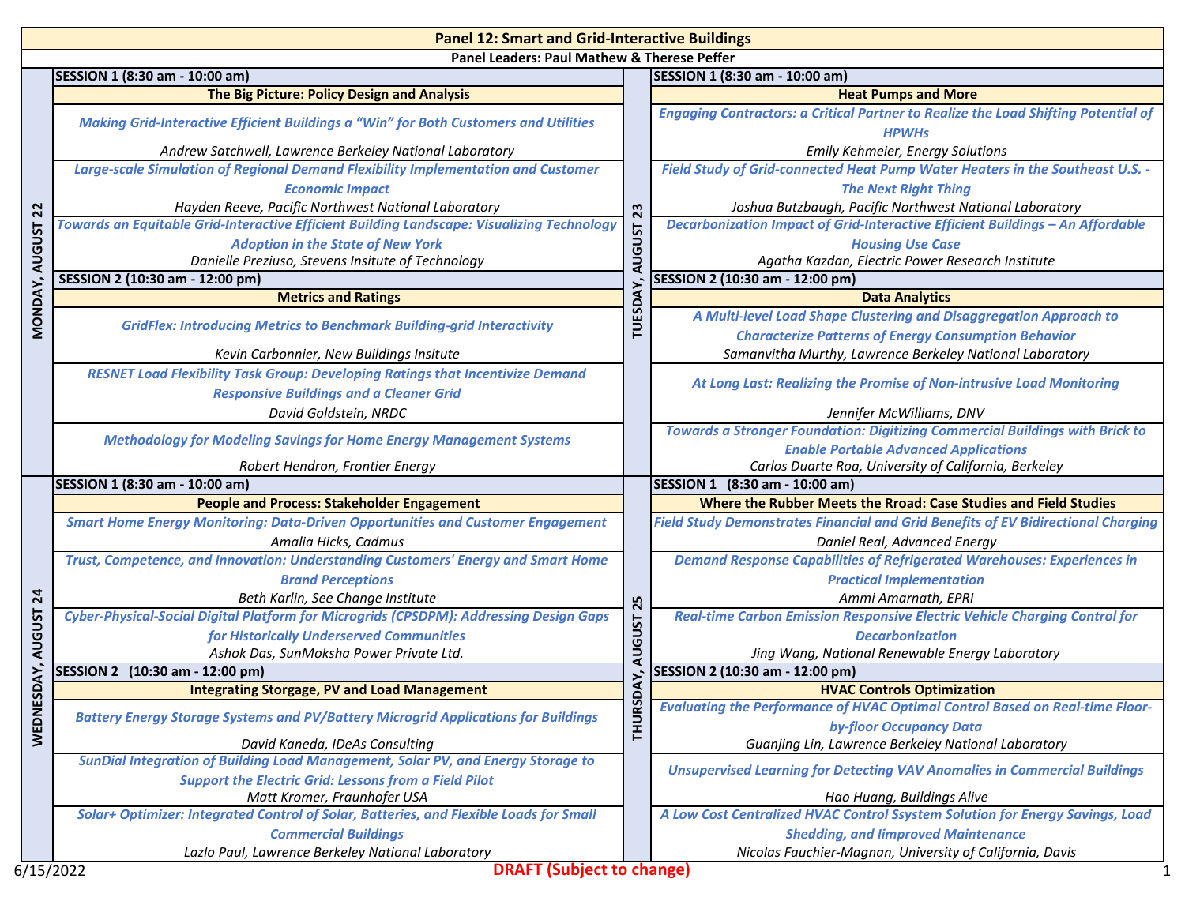# Panel 12: Smart and Grid-Interactive Buildings

**Panel Leaders: Paul Mathew & Therese Peffer**

## MONDAY, AUGUST 22

### SESSION 1 (8:30 am - 10:00 am)

**The Big Picture: Policy Design and Analysis**

*Making Grid-Interactive Efficient Buildings a "Win" for Both Customers and Utilities*
*Andrew Satchwell, Lawrence Berkeley National Laboratory*

*Large-scale Simulation of Regional Demand Flexibility Implementation and Customer Economic Impact*
*Hayden Reeve, Pacific Northwest National Laboratory*

*Towards an Equitable Grid-Interactive Efficient Building Landscape: Visualizing Technology Adoption in the State of New York*
*Danielle Preziuso, Stevens Insitute of Technology*

### SESSION 2 (10:30 am - 12:00 pm)

**Metrics and Ratings**

*GridFlex: Introducing Metrics to Benchmark Building-grid Interactivity*
*Kevin Carbonnier, New Buildings Insitute*

*RESNET Load Flexibility Task Group: Developing Ratings that Incentivize Demand Responsive Buildings and a Cleaner Grid*
*David Goldstein, NRDC*

*Methodology for Modeling Savings for Home Energy Management Systems*
*Robert Hendron, Frontier Energy*

## TUESDAY, AUGUST 23

### SESSION 1 (8:30 am - 10:00 am)

**Heat Pumps and More**

*Engaging Contractors: a Critical Partner to Realize the Load Shifting Potential of HPWHs*
*Emily Kehmeier, Energy Solutions*

*Field Study of Grid-connected Heat Pump Water Heaters in the Southeast U.S. - The Next Right Thing*
*Joshua Butzbaugh, Pacific Northwest National Laboratory*

*Decarbonization Impact of Grid-Interactive Efficient Buildings – An Affordable Housing Use Case*
*Agatha Kazdan, Electric Power Research Institute*

### SESSION 2 (10:30 am - 12:00 pm)

**Data Analytics**

*A Multi-level Load Shape Clustering and Disaggregation Approach to Characterize Patterns of Energy Consumption Behavior*
*Samanvitha Murthy, Lawrence Berkeley National Laboratory*

*At Long Last: Realizing the Promise of Non-intrusive Load Monitoring*
*Jennifer McWilliams, DNV*

*Towards a Stronger Foundation: Digitizing Commercial Buildings with Brick to Enable Portable Advanced Applications*
*Carlos Duarte Roa, University of California, Berkeley*

## WEDNESDAY, AUGUST 24

### SESSION 1 (8:30 am - 10:00 am)

**People and Process: Stakeholder Engagement**

*Smart Home Energy Monitoring: Data-Driven Opportunities and Customer Engagement*
*Amalia Hicks, Cadmus*

*Trust, Competence, and Innovation: Understanding Customers' Energy and Smart Home Brand Perceptions*
*Beth Karlin, See Change Institute*

*Cyber-Physical-Social Digital Platform for Microgrids (CPSDPM): Addressing Design Gaps for Historically Underserved Communities*
*Ashok Das, SunMoksha Power Private Ltd.*

### SESSION 2 (10:30 am - 12:00 pm)

**Integrating Storgage, PV and Load Management**

*Battery Energy Storage Systems and PV/Battery Microgrid Applications for Buildings*
*David Kaneda, IDeAs Consulting*

*SunDial Integration of Building Load Management, Solar PV, and Energy Storage to Support the Electric Grid: Lessons from a Field Pilot*
*Matt Kromer, Fraunhofer USA*

*Solar+ Optimizer: Integrated Control of Solar, Batteries, and Flexible Loads for Small Commercial Buildings*
*Lazlo Paul, Lawrence Berkeley National Laboratory*

## THURSDAY, AUGUST 25

### SESSION 1 (8:30 am - 10:00 am)

**Where the Rubber Meets the Rroad: Case Studies and Field Studies**

*Field Study Demonstrates Financial and Grid Benefits of EV Bidirectional Charging*
*Daniel Real, Advanced Energy*

*Demand Response Capabilities of Refrigerated Warehouses: Experiences in Practical Implementation*
*Ammi Amarnath, EPRI*

*Real-time Carbon Emission Responsive Electric Vehicle Charging Control for Decarbonization*
*Jing Wang, National Renewable Energy Laboratory*

### SESSION 2 (10:30 am - 12:00 pm)

**HVAC Controls Optimization**

*Evaluating the Performance of HVAC Optimal Control Based on Real-time Floor-by-floor Occupancy Data*
*Guanjing Lin, Lawrence Berkeley National Laboratory*

*Unsupervised Learning for Detecting VAV Anomalies in Commercial Buildings*
*Hao Huang, Buildings Alive*

*A Low Cost Centralized HVAC Control Ssystem Solution for Energy Savings, Load Shedding, and Iimproved Maintenance*
*Nicolas Fauchier-Magnan, University of California, Davis*

6/15/2022 — **DRAFT (Subject to change)**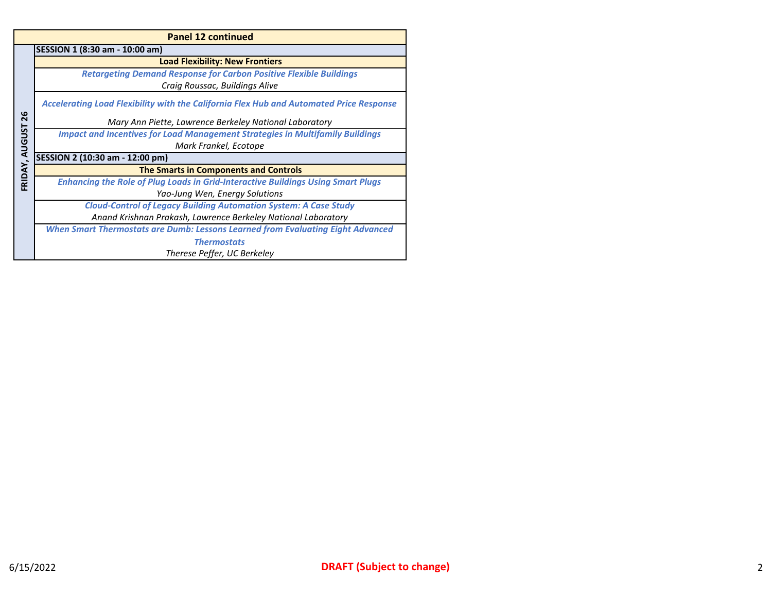| Panel 12 continued | |
|---|---|
| FRIDAY, AUGUST 26 | **SESSION 1 (8:30 am - 10:00 am)** |
| | **Load Flexibility: New Frontiers** |
| | ***Retargeting Demand Response for Carbon Positive Flexible Buildings***<br>*Craig Roussac, Buildings Alive* |
| | ***Accelerating Load Flexibility with the California Flex Hub and Automated Price Response***<br>*Mary Ann Piette, Lawrence Berkeley National Laboratory* |
| | ***Impact and Incentives for Load Management Strategies in Multifamily Buildings***<br>*Mark Frankel, Ecotope* |
| | **SESSION 2 (10:30 am - 12:00 pm)** |
| | **The Smarts in Components and Controls** |
| | ***Enhancing the Role of Plug Loads in Grid-Interactive Buildings Using Smart Plugs***<br>*Yao-Jung Wen, Energy Solutions* |
| | ***Cloud-Control of Legacy Building Automation System: A Case Study***<br>*Anand Krishnan Prakash, Lawrence Berkeley National Laboratory* |
| | ***When Smart Thermostats are Dumb: Lessons Learned from Evaluating Eight Advanced Thermostats***<br>*Therese Peffer, UC Berkeley* |

6/15/2022

**DRAFT (Subject to change)**